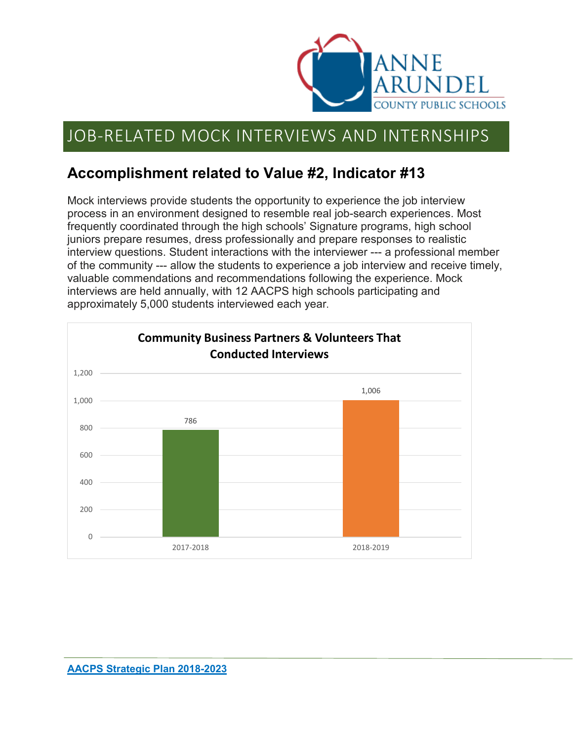# JOB-RELATED MOCK INTERVIEWS AND INTERNSHIPS

## Accomplishment related to Value #2, Indicator #13

Mock interviews provide students the opportunity to experience the job interview process in an environment designed to resemble real job-search experiences. Most frequently coordinated through the high schools' Signature programs, high school juniors prepare resumes, dress professionally and prepare responses to realistic interview questions. Student interactions with the interviewer --- a professional member of the community --- allow the students to experience a job interview and receive timely, valuable commendations and recommendations following the experience. Mock interviews are held annually, with 12 AACPS high schools participating and approximately 5,000 students interviewed each year.

**Community Business Partners & Volunteers That Conducted Interviews**

| Year | Community Business Partners & Volunteers |
| --- | --- |
| 2017-2018 | 786 |
| 2018-2019 | 1,006 |

[AACPS Strategic Plan 2018-2023]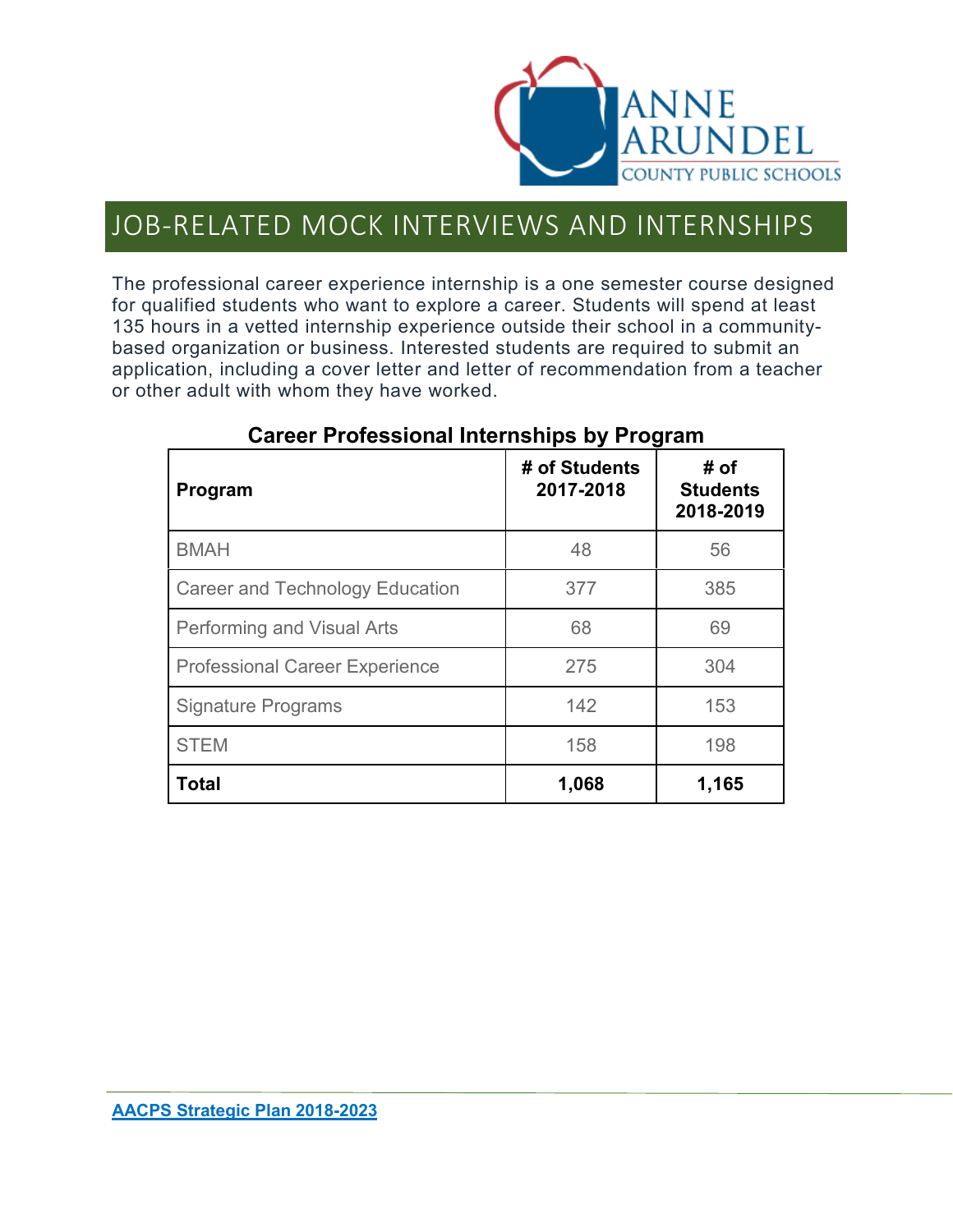# JOB-RELATED MOCK INTERVIEWS AND INTERNSHIPS

The professional career experience internship is a one semester course designed for qualified students who want to explore a career. Students will spend at least 135 hours in a vetted internship experience outside their school in a community-based organization or business. Interested students are required to submit an application, including a cover letter and letter of recommendation from a teacher or other adult with whom they have worked.

**Career Professional Internships by Program**

| Program | # of Students 2017-2018 | # of Students 2018-2019 |
|---|---|---|
| BMAH | 48 | 56 |
| Career and Technology Education | 377 | 385 |
| Performing and Visual Arts | 68 | 69 |
| Professional Career Experience | 275 | 304 |
| Signature Programs | 142 | 153 |
| STEM | 158 | 198 |
| **Total** | **1,068** | **1,165** |

**AACPS Strategic Plan 2018-2023**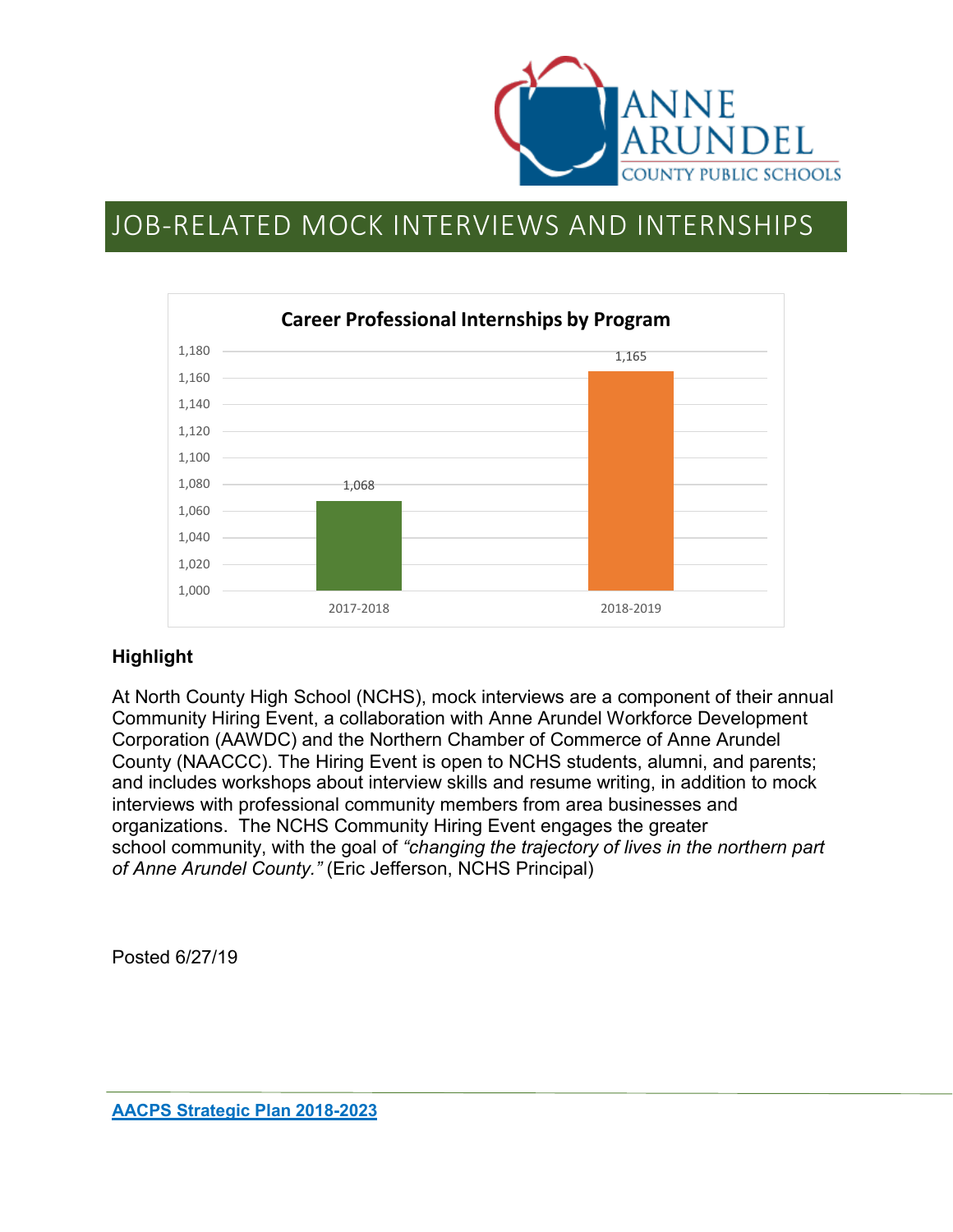# JOB-RELATED MOCK INTERVIEWS AND INTERNSHIPS

**Career Professional Internships by Program**

1,180
1,160
1,140
1,120
1,100
1,080
1,060
1,040
1,020
1,000

1,068
1,165

2017-2018
2018-2019

## Highlight

At North County High School (NCHS), mock interviews are a component of their annual Community Hiring Event, a collaboration with Anne Arundel Workforce Development Corporation (AAWDC) and the Northern Chamber of Commerce of Anne Arundel County (NAACCC). The Hiring Event is open to NCHS students, alumni, and parents; and includes workshops about interview skills and resume writing, in addition to mock interviews with professional community members from area businesses and organizations. The NCHS Community Hiring Event engages the greater school community, with the goal of *"changing the trajectory of lives in the northern part of Anne Arundel County."* (Eric Jefferson, NCHS Principal)

Posted 6/27/19

**AACPS Strategic Plan 2018-2023**